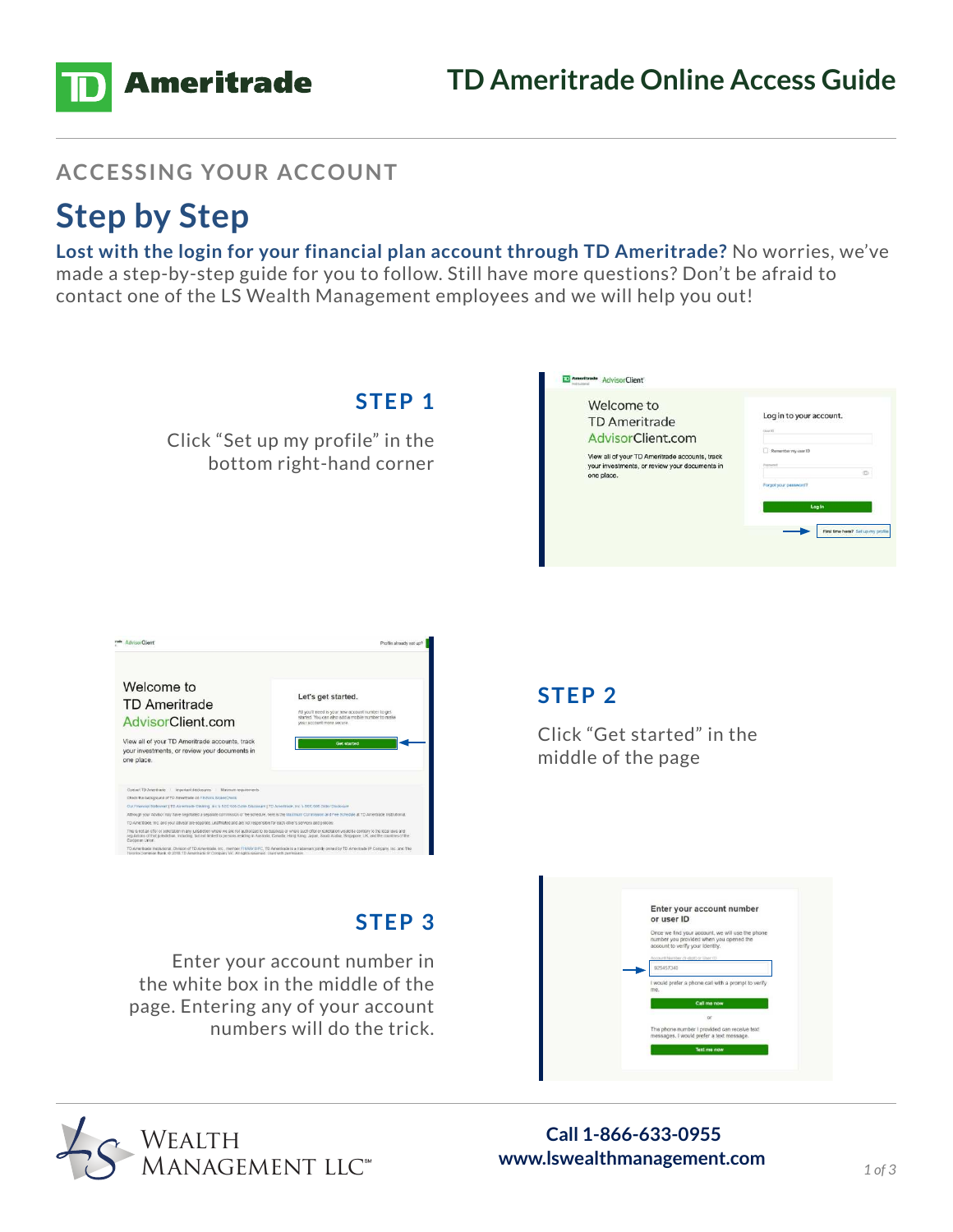# TD Ameritrade Online Access Guide

## ACCESSING YOUR ACCOUNT

# Step by Step

**Lost with the login for your financial plan account through TD Ameritrade?** No worries, we've made a step-by-step guide for you to follow. Still have more questions? Don't be afraid to contact one of the LS Wealth Management employees and we will help you out!

### STEP 1

Click "Set up my profile" in the bottom right-hand corner

### STEP 2

Click "Get started" in the middle of the page

### STEP 3

Enter your account number in the white box in the middle of the page. Entering any of your account numbers will do the trick.

**Call 1-866-633-0955**
**www.lswealthmanagement.com**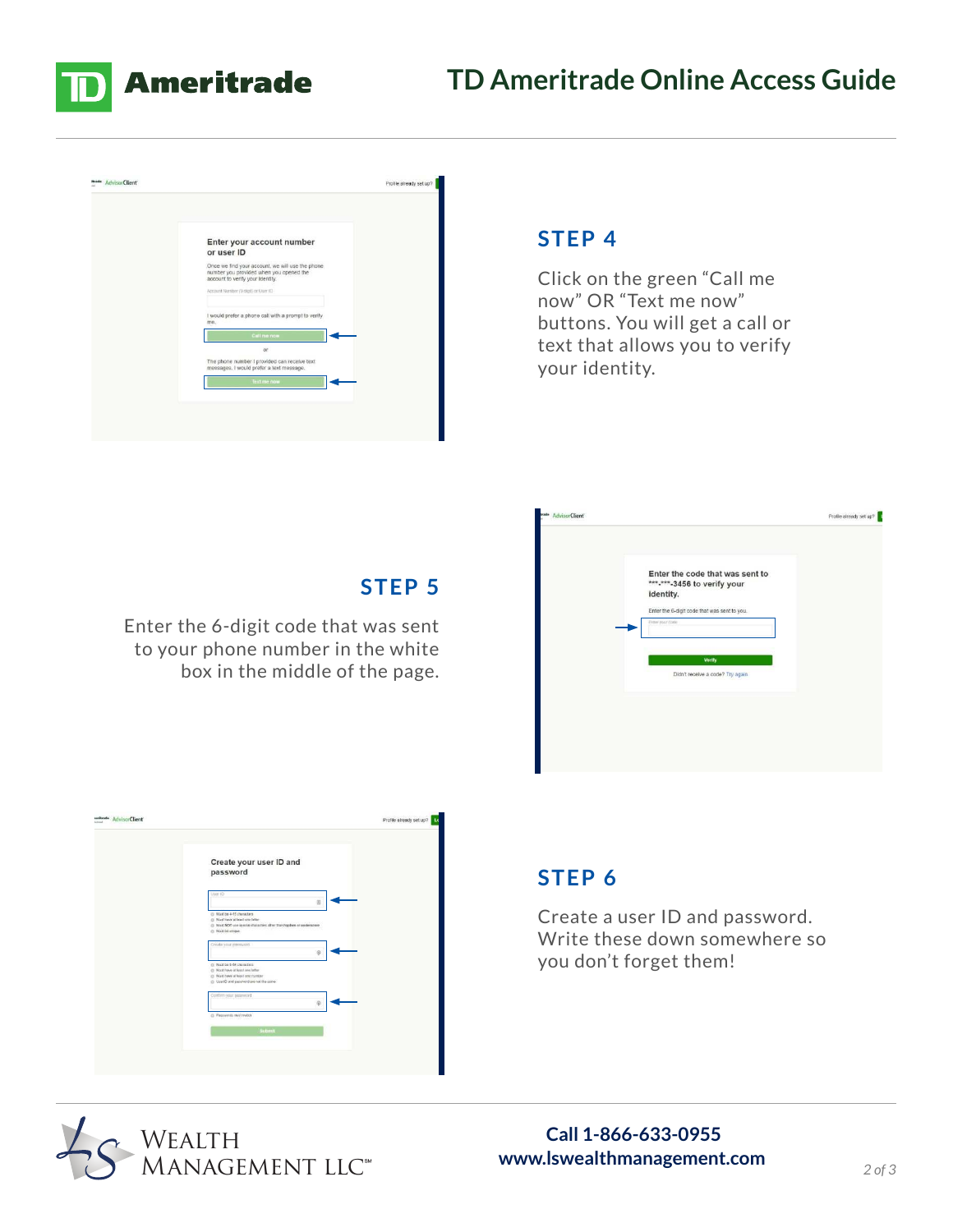## STEP 4

Click on the green "Call me now" OR "Text me now" buttons. You will get a call or text that allows you to verify your identity.

## STEP 5

Enter the 6-digit code that was sent to your phone number in the white box in the middle of the page.

## STEP 6

Create a user ID and password. Write these down somewhere so you don't forget them!

**Call 1-866-633-0955**
**www.lswealthmanagement.com**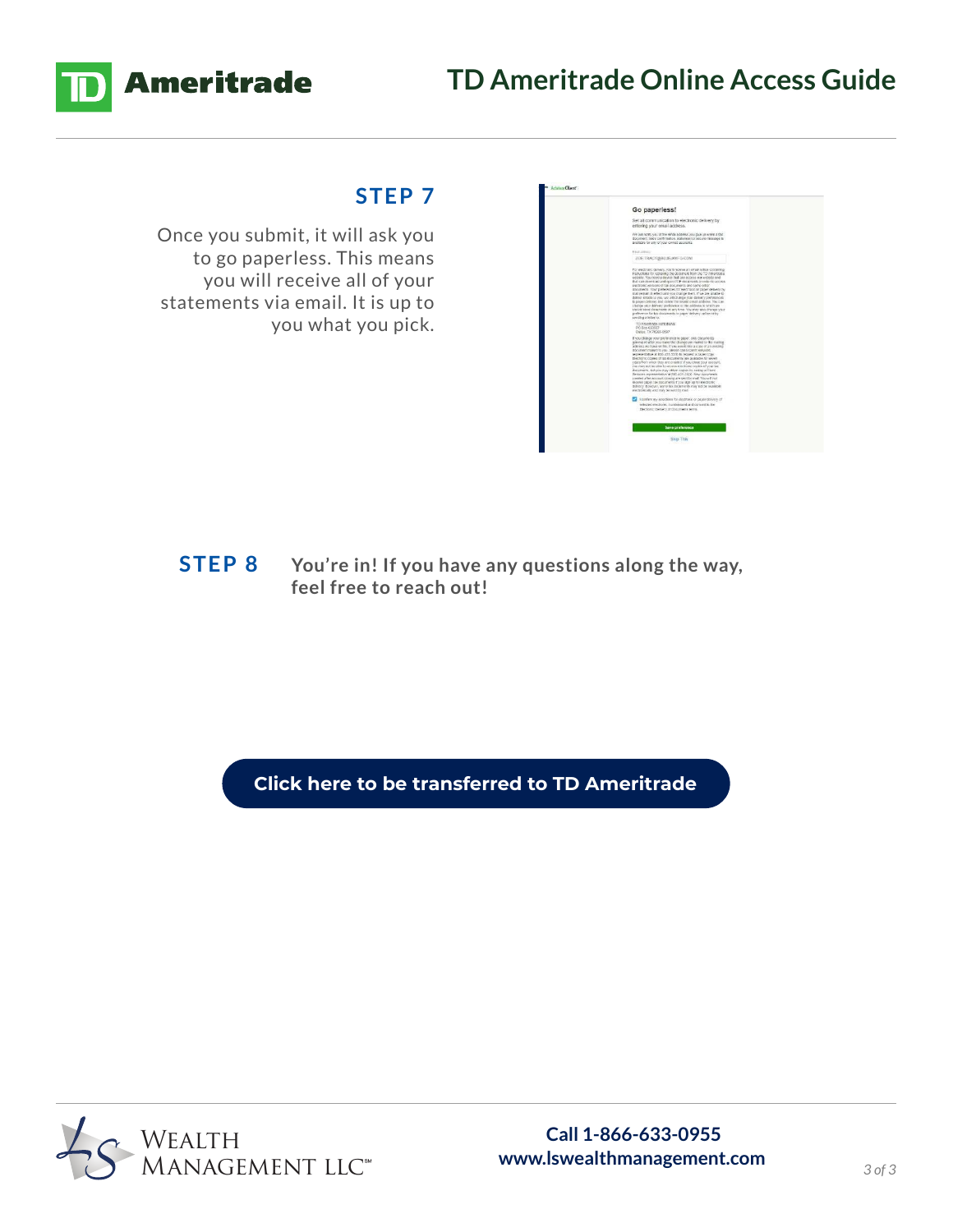## STEP 7

Once you submit, it will ask you to go paperless. This means you will receive all of your statements via email. It is up to you what you pick.

## STEP 8

**You're in! If you have any questions along the way, feel free to reach out!**

**Click here to be transferred to TD Ameritrade**

**Call 1-866-633-0955**
**www.lswealthmanagement.com**